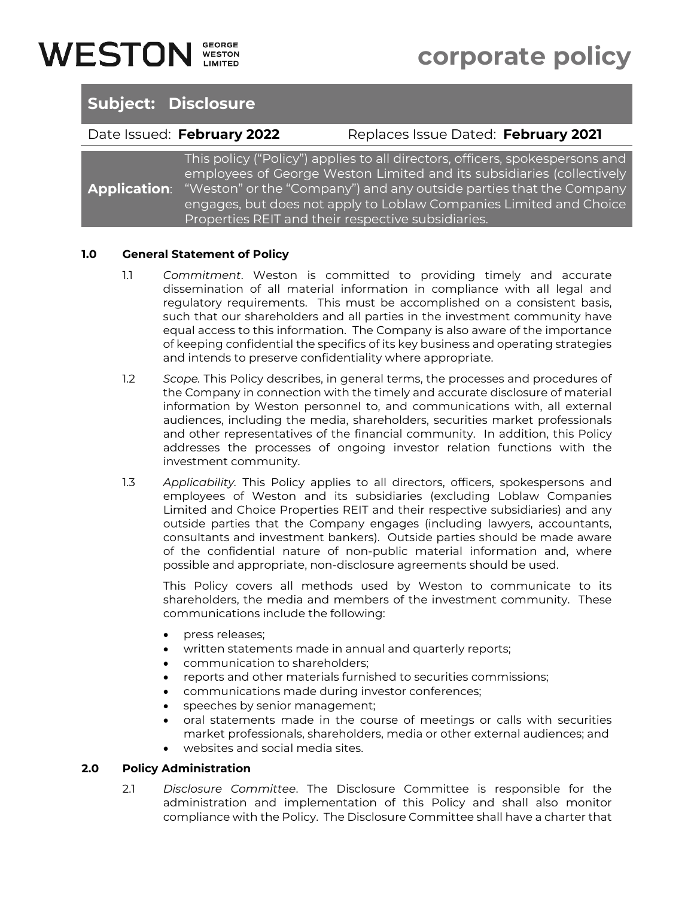# WESTON GEORGE WESTON LIMITED — corporate policy

## Subject: Disclosure

Date Issued: **February 2022** Replaces Issue Dated: **February 2021**

**Application**: This policy ("Policy") applies to all directors, officers, spokespersons and employees of George Weston Limited and its subsidiaries (collectively "Weston" or the "Company") and any outside parties that the Company engages, but does not apply to Loblaw Companies Limited and Choice Properties REIT and their respective subsidiaries.

### 1.0 General Statement of Policy

1.1 *Commitment*. Weston is committed to providing timely and accurate dissemination of all material information in compliance with all legal and regulatory requirements. This must be accomplished on a consistent basis, such that our shareholders and all parties in the investment community have equal access to this information. The Company is also aware of the importance of keeping confidential the specifics of its key business and operating strategies and intends to preserve confidentiality where appropriate.

1.2 *Scope.* This Policy describes, in general terms, the processes and procedures of the Company in connection with the timely and accurate disclosure of material information by Weston personnel to, and communications with, all external audiences, including the media, shareholders, securities market professionals and other representatives of the financial community. In addition, this Policy addresses the processes of ongoing investor relation functions with the investment community.

1.3 *Applicability.* This Policy applies to all directors, officers, spokespersons and employees of Weston and its subsidiaries (excluding Loblaw Companies Limited and Choice Properties REIT and their respective subsidiaries) and any outside parties that the Company engages (including lawyers, accountants, consultants and investment bankers). Outside parties should be made aware of the confidential nature of non-public material information and, where possible and appropriate, non-disclosure agreements should be used.

This Policy covers all methods used by Weston to communicate to its shareholders, the media and members of the investment community. These communications include the following:

- press releases;
- written statements made in annual and quarterly reports;
- communication to shareholders;
- reports and other materials furnished to securities commissions;
- communications made during investor conferences;
- speeches by senior management;
- oral statements made in the course of meetings or calls with securities market professionals, shareholders, media or other external audiences; and
- websites and social media sites.

### 2.0 Policy Administration

2.1 *Disclosure Committee*. The Disclosure Committee is responsible for the administration and implementation of this Policy and shall also monitor compliance with the Policy. The Disclosure Committee shall have a charter that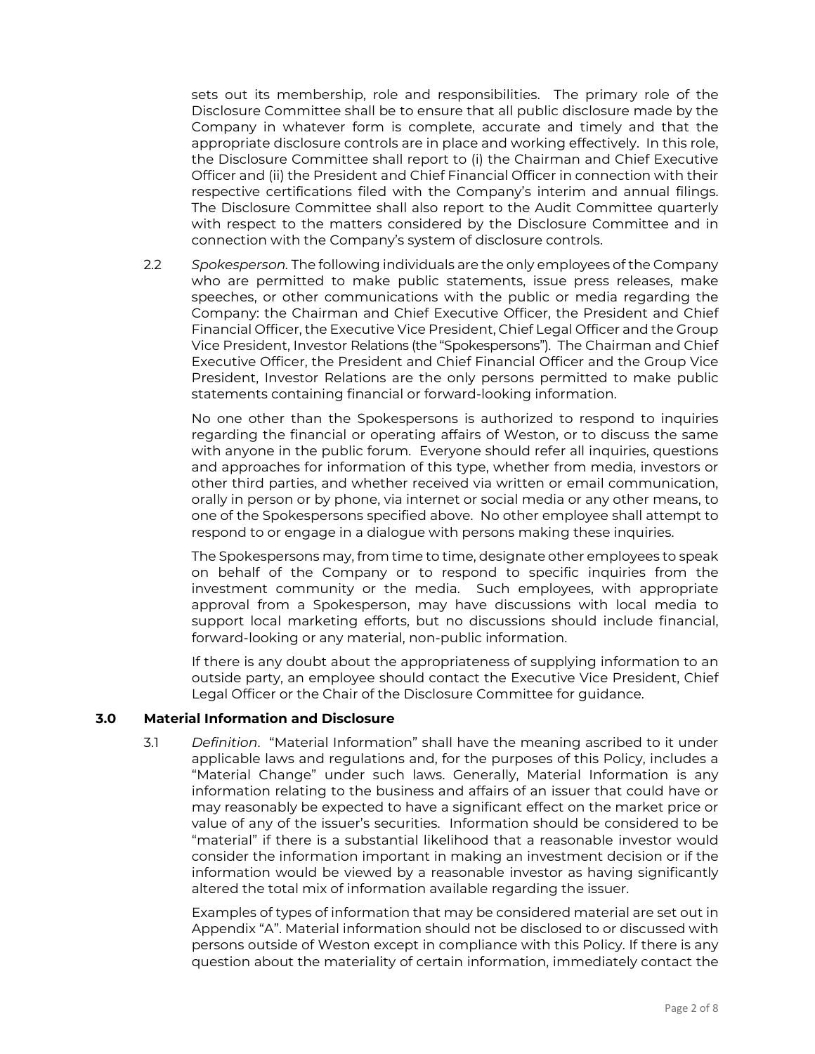sets out its membership, role and responsibilities. The primary role of the Disclosure Committee shall be to ensure that all public disclosure made by the Company in whatever form is complete, accurate and timely and that the appropriate disclosure controls are in place and working effectively. In this role, the Disclosure Committee shall report to (i) the Chairman and Chief Executive Officer and (ii) the President and Chief Financial Officer in connection with their respective certifications filed with the Company's interim and annual filings. The Disclosure Committee shall also report to the Audit Committee quarterly with respect to the matters considered by the Disclosure Committee and in connection with the Company's system of disclosure controls.

2.2 *Spokesperson.* The following individuals are the only employees of the Company who are permitted to make public statements, issue press releases, make speeches, or other communications with the public or media regarding the Company: the Chairman and Chief Executive Officer, the President and Chief Financial Officer, the Executive Vice President, Chief Legal Officer and the Group Vice President, Investor Relations (the "Spokespersons"). The Chairman and Chief Executive Officer, the President and Chief Financial Officer and the Group Vice President, Investor Relations are the only persons permitted to make public statements containing financial or forward-looking information.

No one other than the Spokespersons is authorized to respond to inquiries regarding the financial or operating affairs of Weston, or to discuss the same with anyone in the public forum. Everyone should refer all inquiries, questions and approaches for information of this type, whether from media, investors or other third parties, and whether received via written or email communication, orally in person or by phone, via internet or social media or any other means, to one of the Spokespersons specified above. No other employee shall attempt to respond to or engage in a dialogue with persons making these inquiries.

The Spokespersons may, from time to time, designate other employees to speak on behalf of the Company or to respond to specific inquiries from the investment community or the media. Such employees, with appropriate approval from a Spokesperson, may have discussions with local media to support local marketing efforts, but no discussions should include financial, forward-looking or any material, non-public information.

If there is any doubt about the appropriateness of supplying information to an outside party, an employee should contact the Executive Vice President, Chief Legal Officer or the Chair of the Disclosure Committee for guidance.

## 3.0 Material Information and Disclosure

3.1 *Definition*. "Material Information" shall have the meaning ascribed to it under applicable laws and regulations and, for the purposes of this Policy, includes a "Material Change" under such laws. Generally, Material Information is any information relating to the business and affairs of an issuer that could have or may reasonably be expected to have a significant effect on the market price or value of any of the issuer's securities. Information should be considered to be "material" if there is a substantial likelihood that a reasonable investor would consider the information important in making an investment decision or if the information would be viewed by a reasonable investor as having significantly altered the total mix of information available regarding the issuer.

Examples of types of information that may be considered material are set out in Appendix "A". Material information should not be disclosed to or discussed with persons outside of Weston except in compliance with this Policy. If there is any question about the materiality of certain information, immediately contact the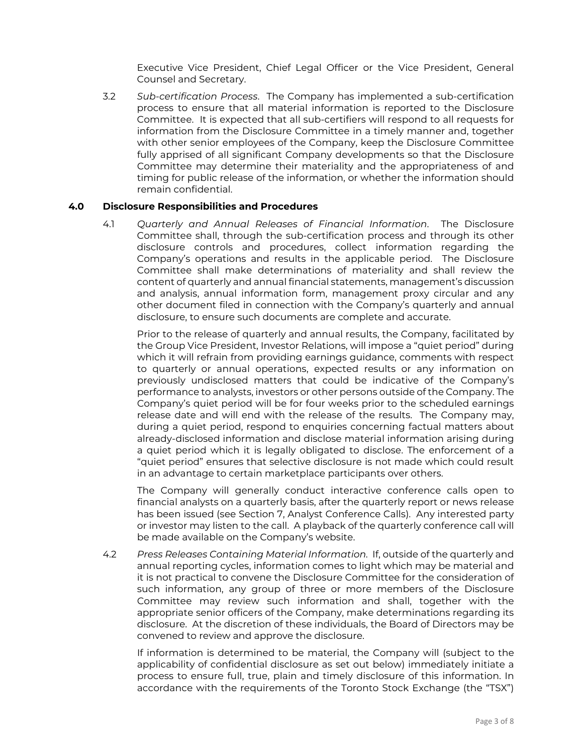Executive Vice President, Chief Legal Officer or the Vice President, General Counsel and Secretary.

3.2 *Sub-certification Process*. The Company has implemented a sub-certification process to ensure that all material information is reported to the Disclosure Committee. It is expected that all sub-certifiers will respond to all requests for information from the Disclosure Committee in a timely manner and, together with other senior employees of the Company, keep the Disclosure Committee fully apprised of all significant Company developments so that the Disclosure Committee may determine their materiality and the appropriateness of and timing for public release of the information, or whether the information should remain confidential.

## 4.0 Disclosure Responsibilities and Procedures

4.1 *Quarterly and Annual Releases of Financial Information*. The Disclosure Committee shall, through the sub-certification process and through its other disclosure controls and procedures, collect information regarding the Company's operations and results in the applicable period. The Disclosure Committee shall make determinations of materiality and shall review the content of quarterly and annual financial statements, management's discussion and analysis, annual information form, management proxy circular and any other document filed in connection with the Company's quarterly and annual disclosure, to ensure such documents are complete and accurate.

Prior to the release of quarterly and annual results, the Company, facilitated by the Group Vice President, Investor Relations, will impose a "quiet period" during which it will refrain from providing earnings guidance, comments with respect to quarterly or annual operations, expected results or any information on previously undisclosed matters that could be indicative of the Company's performance to analysts, investors or other persons outside of the Company. The Company's quiet period will be for four weeks prior to the scheduled earnings release date and will end with the release of the results. The Company may, during a quiet period, respond to enquiries concerning factual matters about already-disclosed information and disclose material information arising during a quiet period which it is legally obligated to disclose. The enforcement of a "quiet period" ensures that selective disclosure is not made which could result in an advantage to certain marketplace participants over others.

The Company will generally conduct interactive conference calls open to financial analysts on a quarterly basis, after the quarterly report or news release has been issued (see Section 7, Analyst Conference Calls). Any interested party or investor may listen to the call. A playback of the quarterly conference call will be made available on the Company's website.

4.2 *Press Releases Containing Material Information.* If, outside of the quarterly and annual reporting cycles, information comes to light which may be material and it is not practical to convene the Disclosure Committee for the consideration of such information, any group of three or more members of the Disclosure Committee may review such information and shall, together with the appropriate senior officers of the Company, make determinations regarding its disclosure. At the discretion of these individuals, the Board of Directors may be convened to review and approve the disclosure.

If information is determined to be material, the Company will (subject to the applicability of confidential disclosure as set out below) immediately initiate a process to ensure full, true, plain and timely disclosure of this information. In accordance with the requirements of the Toronto Stock Exchange (the "TSX")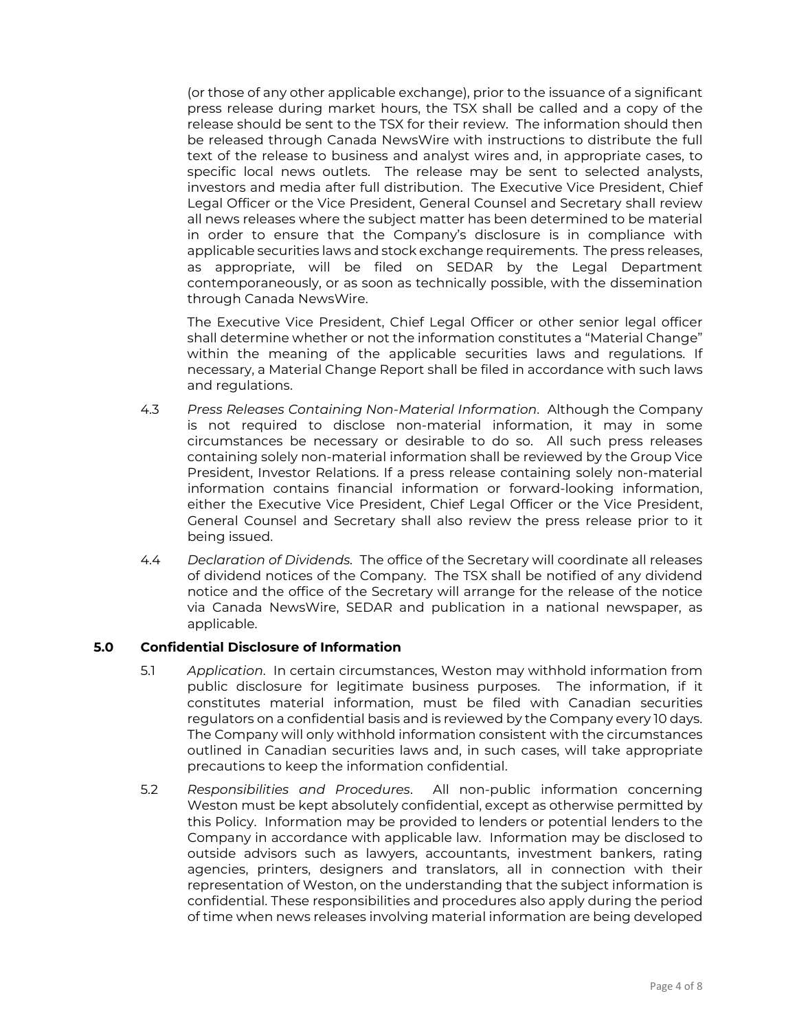(or those of any other applicable exchange), prior to the issuance of a significant press release during market hours, the TSX shall be called and a copy of the release should be sent to the TSX for their review. The information should then be released through Canada NewsWire with instructions to distribute the full text of the release to business and analyst wires and, in appropriate cases, to specific local news outlets. The release may be sent to selected analysts, investors and media after full distribution. The Executive Vice President, Chief Legal Officer or the Vice President, General Counsel and Secretary shall review all news releases where the subject matter has been determined to be material in order to ensure that the Company's disclosure is in compliance with applicable securities laws and stock exchange requirements. The press releases, as appropriate, will be filed on SEDAR by the Legal Department contemporaneously, or as soon as technically possible, with the dissemination through Canada NewsWire.

The Executive Vice President, Chief Legal Officer or other senior legal officer shall determine whether or not the information constitutes a "Material Change" within the meaning of the applicable securities laws and regulations. If necessary, a Material Change Report shall be filed in accordance with such laws and regulations.

4.3 *Press Releases Containing Non-Material Information*. Although the Company is not required to disclose non-material information, it may in some circumstances be necessary or desirable to do so. All such press releases containing solely non-material information shall be reviewed by the Group Vice President, Investor Relations. If a press release containing solely non-material information contains financial information or forward-looking information, either the Executive Vice President, Chief Legal Officer or the Vice President, General Counsel and Secretary shall also review the press release prior to it being issued.

4.4 *Declaration of Dividends.* The office of the Secretary will coordinate all releases of dividend notices of the Company. The TSX shall be notified of any dividend notice and the office of the Secretary will arrange for the release of the notice via Canada NewsWire, SEDAR and publication in a national newspaper, as applicable.

## 5.0 Confidential Disclosure of Information

5.1 *Application*. In certain circumstances, Weston may withhold information from public disclosure for legitimate business purposes. The information, if it constitutes material information, must be filed with Canadian securities regulators on a confidential basis and is reviewed by the Company every 10 days. The Company will only withhold information consistent with the circumstances outlined in Canadian securities laws and, in such cases, will take appropriate precautions to keep the information confidential.

5.2 *Responsibilities and Procedures*. All non-public information concerning Weston must be kept absolutely confidential, except as otherwise permitted by this Policy. Information may be provided to lenders or potential lenders to the Company in accordance with applicable law. Information may be disclosed to outside advisors such as lawyers, accountants, investment bankers, rating agencies, printers, designers and translators, all in connection with their representation of Weston, on the understanding that the subject information is confidential. These responsibilities and procedures also apply during the period of time when news releases involving material information are being developed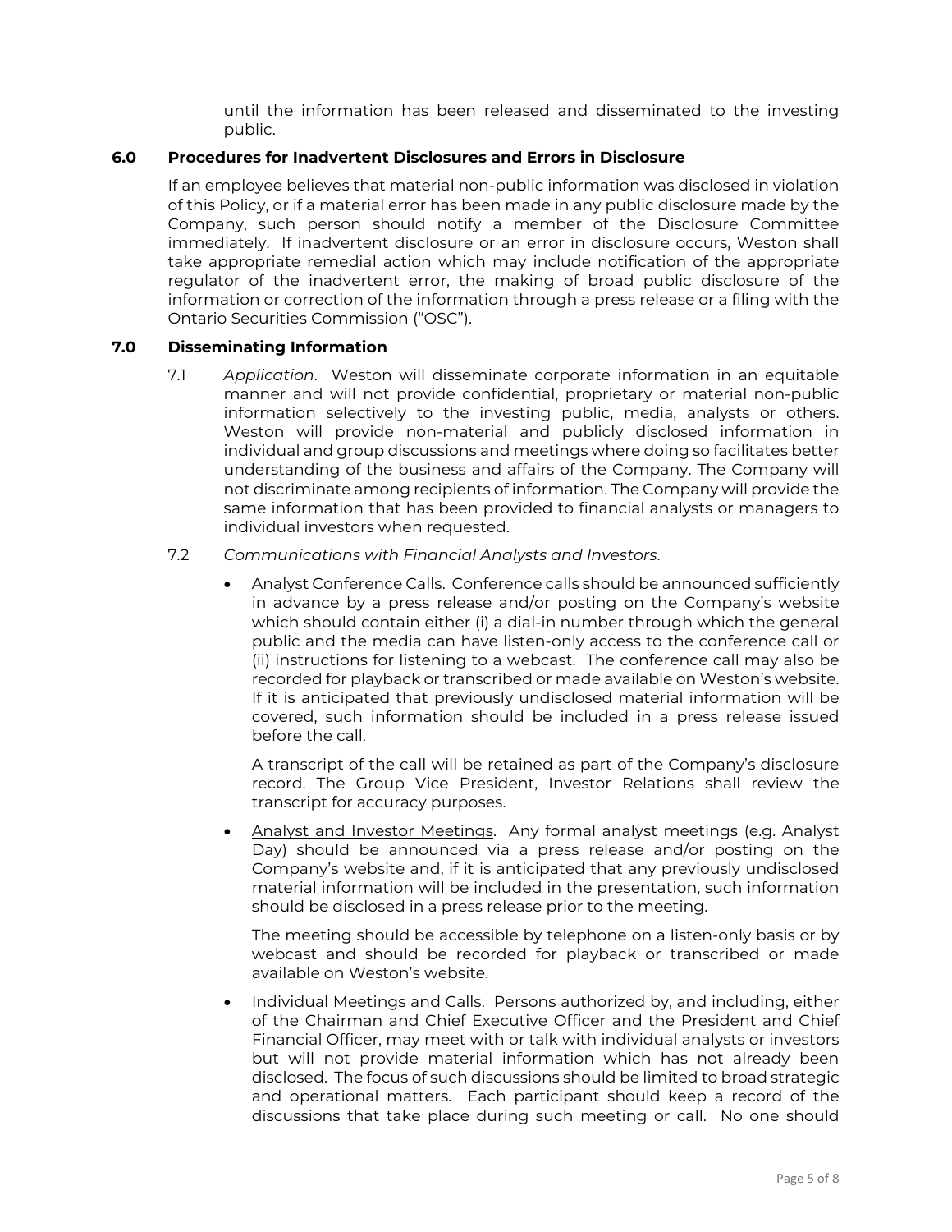until the information has been released and disseminated to the investing public.

## 6.0 Procedures for Inadvertent Disclosures and Errors in Disclosure

If an employee believes that material non-public information was disclosed in violation of this Policy, or if a material error has been made in any public disclosure made by the Company, such person should notify a member of the Disclosure Committee immediately. If inadvertent disclosure or an error in disclosure occurs, Weston shall take appropriate remedial action which may include notification of the appropriate regulator of the inadvertent error, the making of broad public disclosure of the information or correction of the information through a press release or a filing with the Ontario Securities Commission ("OSC").

## 7.0 Disseminating Information

7.1 *Application*. Weston will disseminate corporate information in an equitable manner and will not provide confidential, proprietary or material non-public information selectively to the investing public, media, analysts or others. Weston will provide non-material and publicly disclosed information in individual and group discussions and meetings where doing so facilitates better understanding of the business and affairs of the Company. The Company will not discriminate among recipients of information. The Company will provide the same information that has been provided to financial analysts or managers to individual investors when requested.

7.2 *Communications with Financial Analysts and Investors*.

- <u>Analyst Conference Calls</u>. Conference calls should be announced sufficiently in advance by a press release and/or posting on the Company's website which should contain either (i) a dial-in number through which the general public and the media can have listen-only access to the conference call or (ii) instructions for listening to a webcast. The conference call may also be recorded for playback or transcribed or made available on Weston's website. If it is anticipated that previously undisclosed material information will be covered, such information should be included in a press release issued before the call.

  A transcript of the call will be retained as part of the Company's disclosure record. The Group Vice President, Investor Relations shall review the transcript for accuracy purposes.

- <u>Analyst and Investor Meetings</u>. Any formal analyst meetings (e.g. Analyst Day) should be announced via a press release and/or posting on the Company's website and, if it is anticipated that any previously undisclosed material information will be included in the presentation, such information should be disclosed in a press release prior to the meeting.

  The meeting should be accessible by telephone on a listen-only basis or by webcast and should be recorded for playback or transcribed or made available on Weston's website.

- <u>Individual Meetings and Calls</u>. Persons authorized by, and including, either of the Chairman and Chief Executive Officer and the President and Chief Financial Officer, may meet with or talk with individual analysts or investors but will not provide material information which has not already been disclosed. The focus of such discussions should be limited to broad strategic and operational matters. Each participant should keep a record of the discussions that take place during such meeting or call. No one should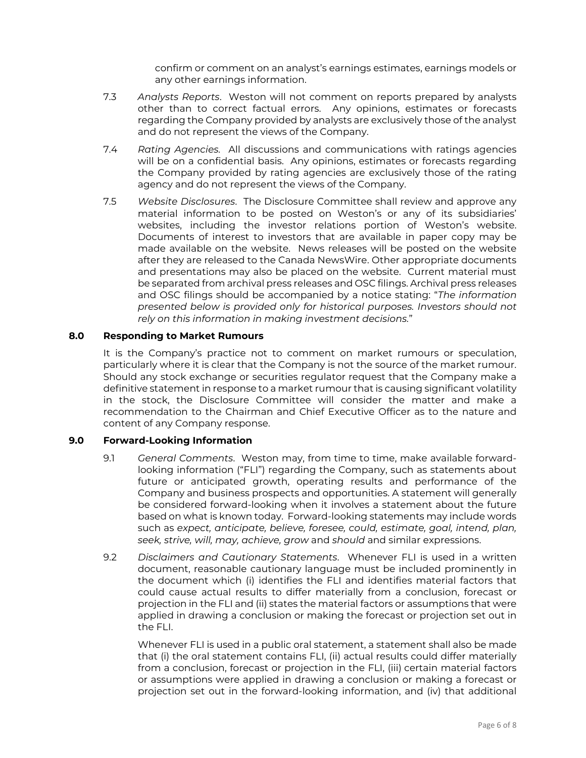confirm or comment on an analyst's earnings estimates, earnings models or any other earnings information.

7.3 *Analysts Reports*. Weston will not comment on reports prepared by analysts other than to correct factual errors. Any opinions, estimates or forecasts regarding the Company provided by analysts are exclusively those of the analyst and do not represent the views of the Company.

7.4 *Rating Agencies*. All discussions and communications with ratings agencies will be on a confidential basis. Any opinions, estimates or forecasts regarding the Company provided by rating agencies are exclusively those of the rating agency and do not represent the views of the Company.

7.5 *Website Disclosures*. The Disclosure Committee shall review and approve any material information to be posted on Weston's or any of its subsidiaries' websites, including the investor relations portion of Weston's website. Documents of interest to investors that are available in paper copy may be made available on the website. News releases will be posted on the website after they are released to the Canada NewsWire. Other appropriate documents and presentations may also be placed on the website. Current material must be separated from archival press releases and OSC filings. Archival press releases and OSC filings should be accompanied by a notice stating: "*The information presented below is provided only for historical purposes. Investors should not rely on this information in making investment decisions.*"

## 8.0 Responding to Market Rumours

It is the Company's practice not to comment on market rumours or speculation, particularly where it is clear that the Company is not the source of the market rumour. Should any stock exchange or securities regulator request that the Company make a definitive statement in response to a market rumour that is causing significant volatility in the stock, the Disclosure Committee will consider the matter and make a recommendation to the Chairman and Chief Executive Officer as to the nature and content of any Company response.

## 9.0 Forward-Looking Information

9.1 *General Comments*. Weston may, from time to time, make available forward-looking information ("FLI") regarding the Company, such as statements about future or anticipated growth, operating results and performance of the Company and business prospects and opportunities. A statement will generally be considered forward-looking when it involves a statement about the future based on what is known today. Forward-looking statements may include words such as *expect, anticipate, believe, foresee, could, estimate, goal, intend, plan, seek, strive, will, may, achieve, grow* and *should* and similar expressions.

9.2 *Disclaimers and Cautionary Statements*. Whenever FLI is used in a written document, reasonable cautionary language must be included prominently in the document which (i) identifies the FLI and identifies material factors that could cause actual results to differ materially from a conclusion, forecast or projection in the FLI and (ii) states the material factors or assumptions that were applied in drawing a conclusion or making the forecast or projection set out in the FLI.

Whenever FLI is used in a public oral statement, a statement shall also be made that (i) the oral statement contains FLI, (ii) actual results could differ materially from a conclusion, forecast or projection in the FLI, (iii) certain material factors or assumptions were applied in drawing a conclusion or making a forecast or projection set out in the forward-looking information, and (iv) that additional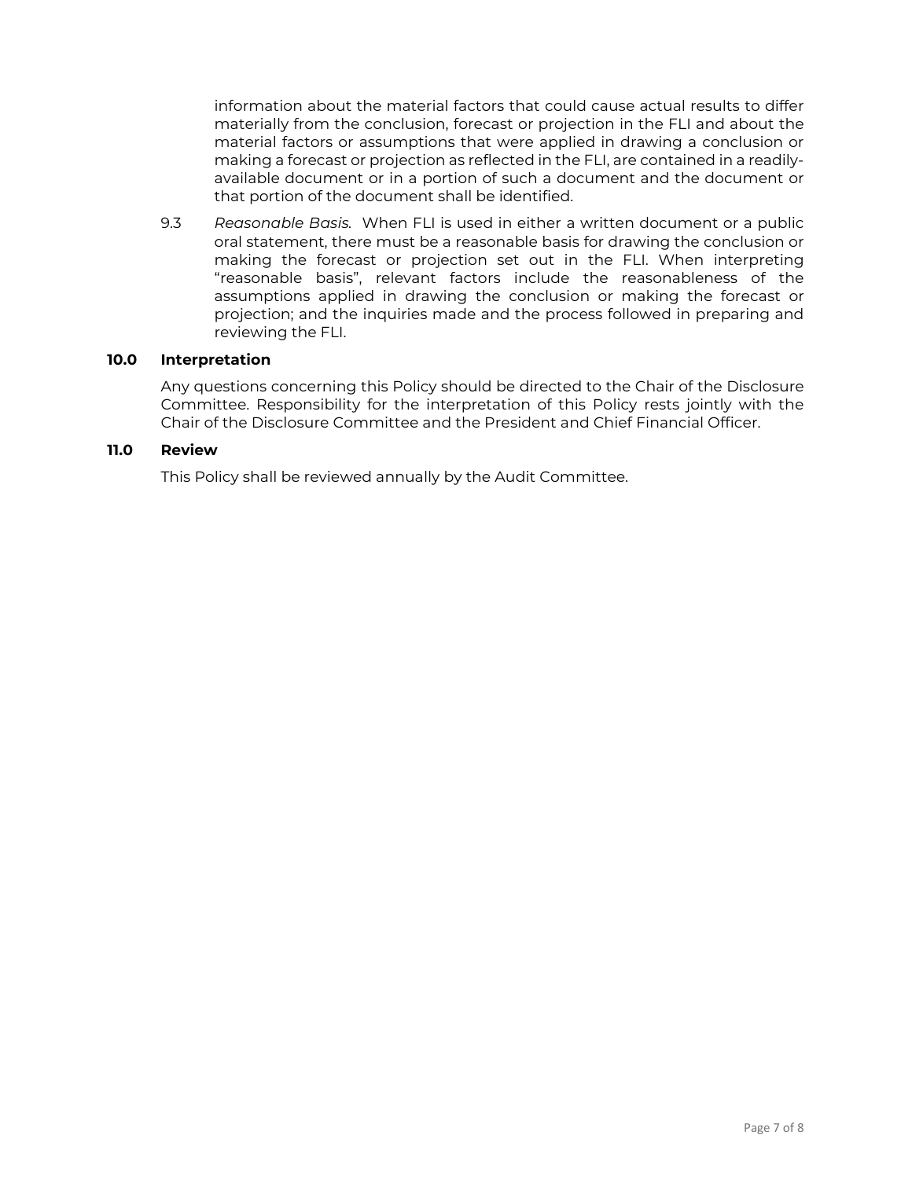information about the material factors that could cause actual results to differ materially from the conclusion, forecast or projection in the FLI and about the material factors or assumptions that were applied in drawing a conclusion or making a forecast or projection as reflected in the FLI, are contained in a readily-available document or in a portion of such a document and the document or that portion of the document shall be identified.

9.3 *Reasonable Basis.* When FLI is used in either a written document or a public oral statement, there must be a reasonable basis for drawing the conclusion or making the forecast or projection set out in the FLI. When interpreting "reasonable basis", relevant factors include the reasonableness of the assumptions applied in drawing the conclusion or making the forecast or projection; and the inquiries made and the process followed in preparing and reviewing the FLI.

## 10.0 Interpretation

Any questions concerning this Policy should be directed to the Chair of the Disclosure Committee. Responsibility for the interpretation of this Policy rests jointly with the Chair of the Disclosure Committee and the President and Chief Financial Officer.

## 11.0 Review

This Policy shall be reviewed annually by the Audit Committee.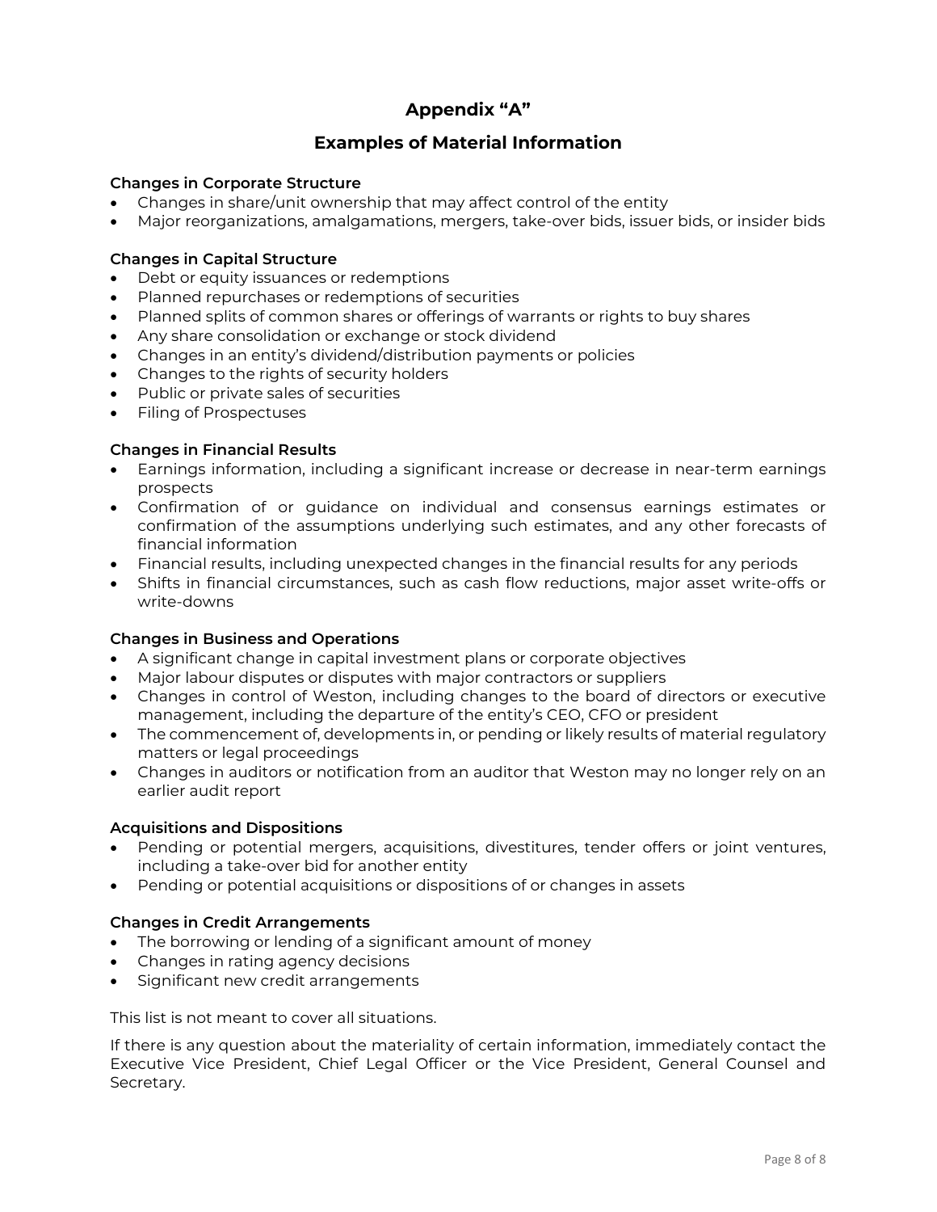# Appendix "A"

## Examples of Material Information

**Changes in Corporate Structure**

- Changes in share/unit ownership that may affect control of the entity
- Major reorganizations, amalgamations, mergers, take-over bids, issuer bids, or insider bids

**Changes in Capital Structure**

- Debt or equity issuances or redemptions
- Planned repurchases or redemptions of securities
- Planned splits of common shares or offerings of warrants or rights to buy shares
- Any share consolidation or exchange or stock dividend
- Changes in an entity's dividend/distribution payments or policies
- Changes to the rights of security holders
- Public or private sales of securities
- Filing of Prospectuses

**Changes in Financial Results**

- Earnings information, including a significant increase or decrease in near-term earnings prospects
- Confirmation of or guidance on individual and consensus earnings estimates or confirmation of the assumptions underlying such estimates, and any other forecasts of financial information
- Financial results, including unexpected changes in the financial results for any periods
- Shifts in financial circumstances, such as cash flow reductions, major asset write-offs or write-downs

**Changes in Business and Operations**

- A significant change in capital investment plans or corporate objectives
- Major labour disputes or disputes with major contractors or suppliers
- Changes in control of Weston, including changes to the board of directors or executive management, including the departure of the entity's CEO, CFO or president
- The commencement of, developments in, or pending or likely results of material regulatory matters or legal proceedings
- Changes in auditors or notification from an auditor that Weston may no longer rely on an earlier audit report

**Acquisitions and Dispositions**

- Pending or potential mergers, acquisitions, divestitures, tender offers or joint ventures, including a take-over bid for another entity
- Pending or potential acquisitions or dispositions of or changes in assets

**Changes in Credit Arrangements**

- The borrowing or lending of a significant amount of money
- Changes in rating agency decisions
- Significant new credit arrangements

This list is not meant to cover all situations.

If there is any question about the materiality of certain information, immediately contact the Executive Vice President, Chief Legal Officer or the Vice President, General Counsel and Secretary.